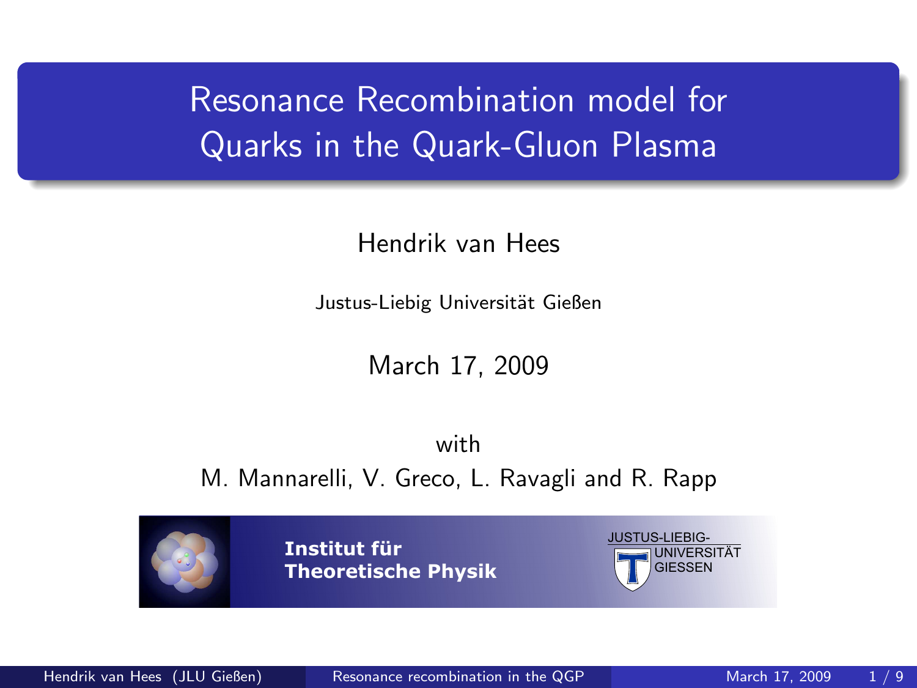# Resonance Recombination model for Quarks in the Quark-Gluon Plasma

Hendrik van Hees

Justus-Liebig Universität Gießen

March 17, 2009

with

M. Mannarelli, V. Greco, L. Ravagli and R. Rapp

**Institut für Theoretische Physik**

JUSTUS-LIEBIG-UNIVERSITÄT GIESSEN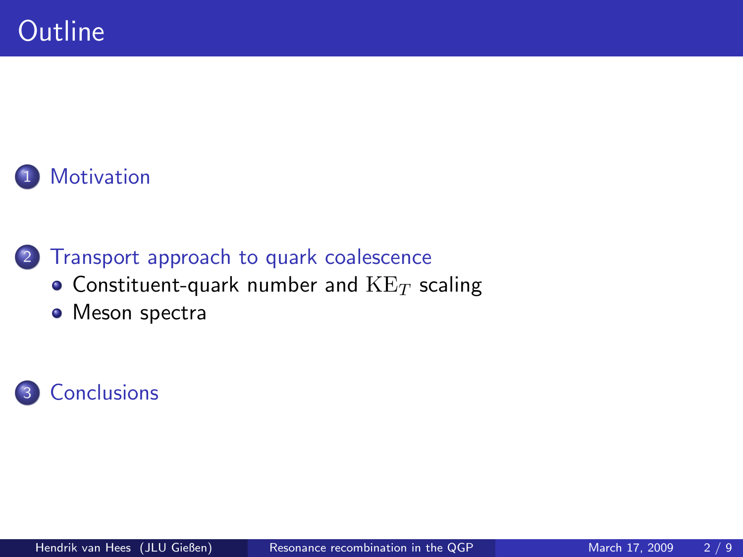# Outline

1. Motivation

2. Transport approach to quark coalescence
   - Constituent-quark number and $\mathrm{KE}_T$ scaling
   - Meson spectra

3. Conclusions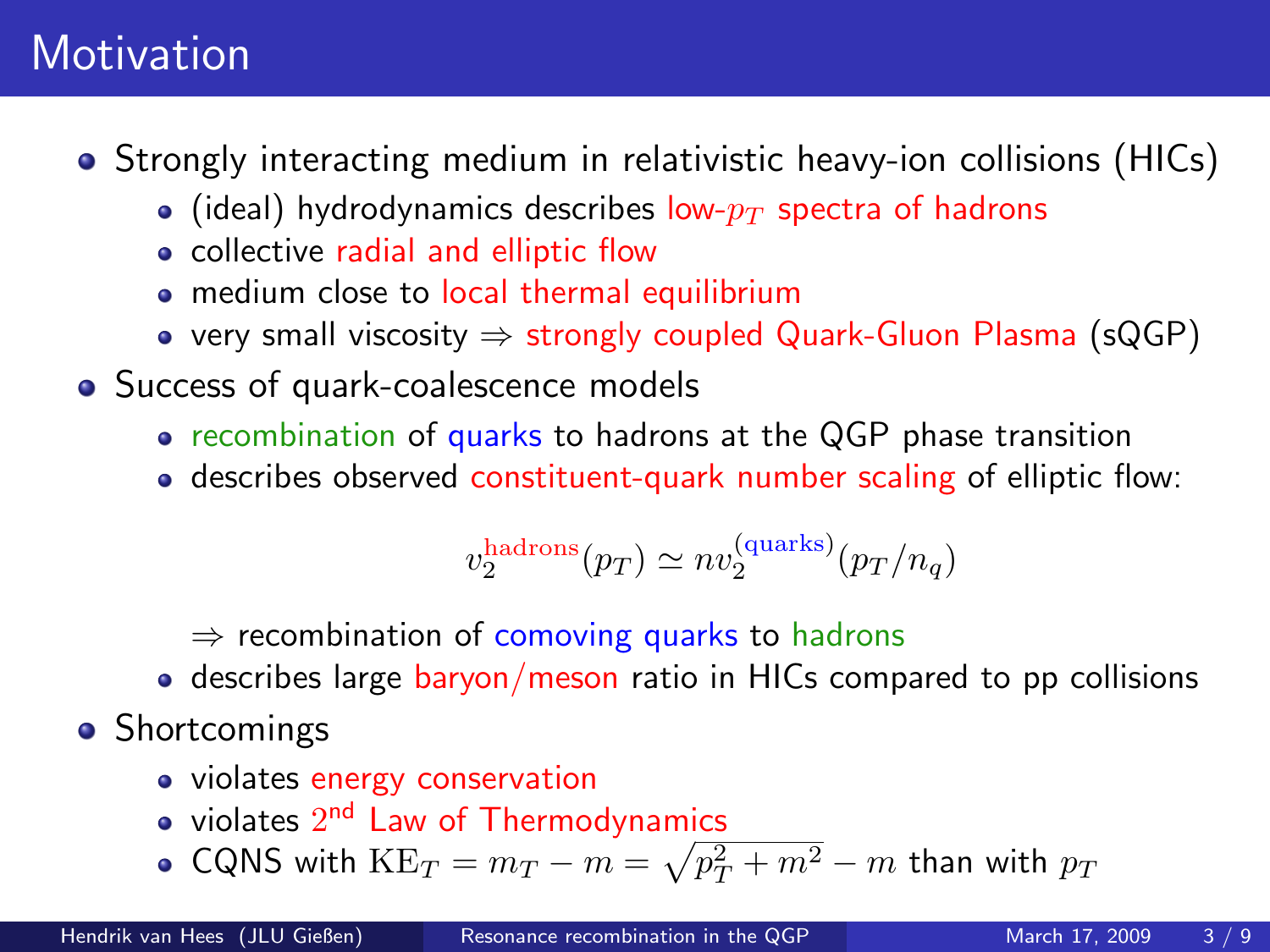# Motivation

- Strongly interacting medium in relativistic heavy-ion collisions (HICs)
  - (ideal) hydrodynamics describes low-$p_T$ spectra of hadrons
  - collective radial and elliptic flow
  - medium close to local thermal equilibrium
  - very small viscosity $\Rightarrow$ strongly coupled Quark-Gluon Plasma (sQGP)
- Success of quark-coalescence models
  - recombination of quarks to hadrons at the QGP phase transition
  - describes observed constituent-quark number scaling of elliptic flow:

$$v_2^{\text{hadrons}}(p_T) \simeq n v_2^{(\text{quarks})}(p_T/n_q)$$

    $\Rightarrow$ recombination of comoving quarks to hadrons
  - describes large baryon/meson ratio in HICs compared to pp collisions
- Shortcomings
  - violates energy conservation
  - violates $2^{\text{nd}}$ Law of Thermodynamics
  - CQNS with $\text{KE}_T = m_T - m = \sqrt{p_T^2 + m^2} - m$ than with $p_T$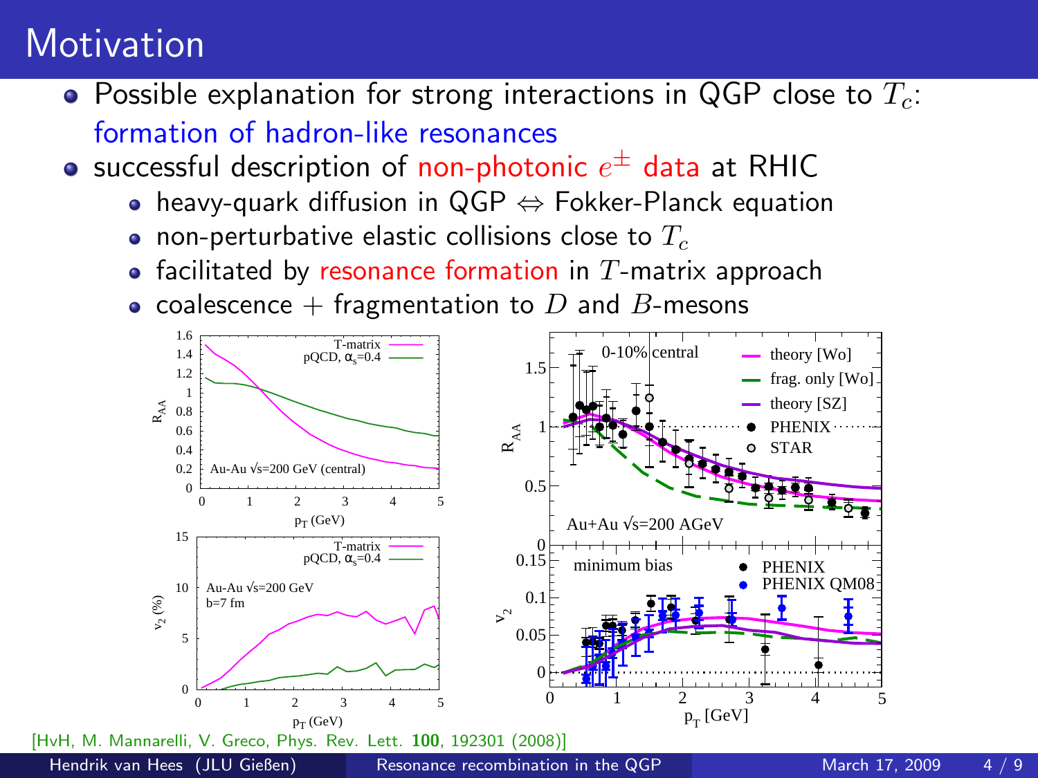# Motivation

- Possible explanation for strong interactions in QGP close to $T_c$: formation of hadron-like resonances
- successful description of non-photonic $e^{\pm}$ data at RHIC
  - heavy-quark diffusion in QGP $\Leftrightarrow$ Fokker-Planck equation
  - non-perturbative elastic collisions close to $T_c$
  - facilitated by resonance formation in $T$-matrix approach
  - coalescence + fragmentation to $D$ and $B$-mesons

[HvH, M. Mannarelli, V. Greco, Phys. Rev. Lett. **100**, 192301 (2008)]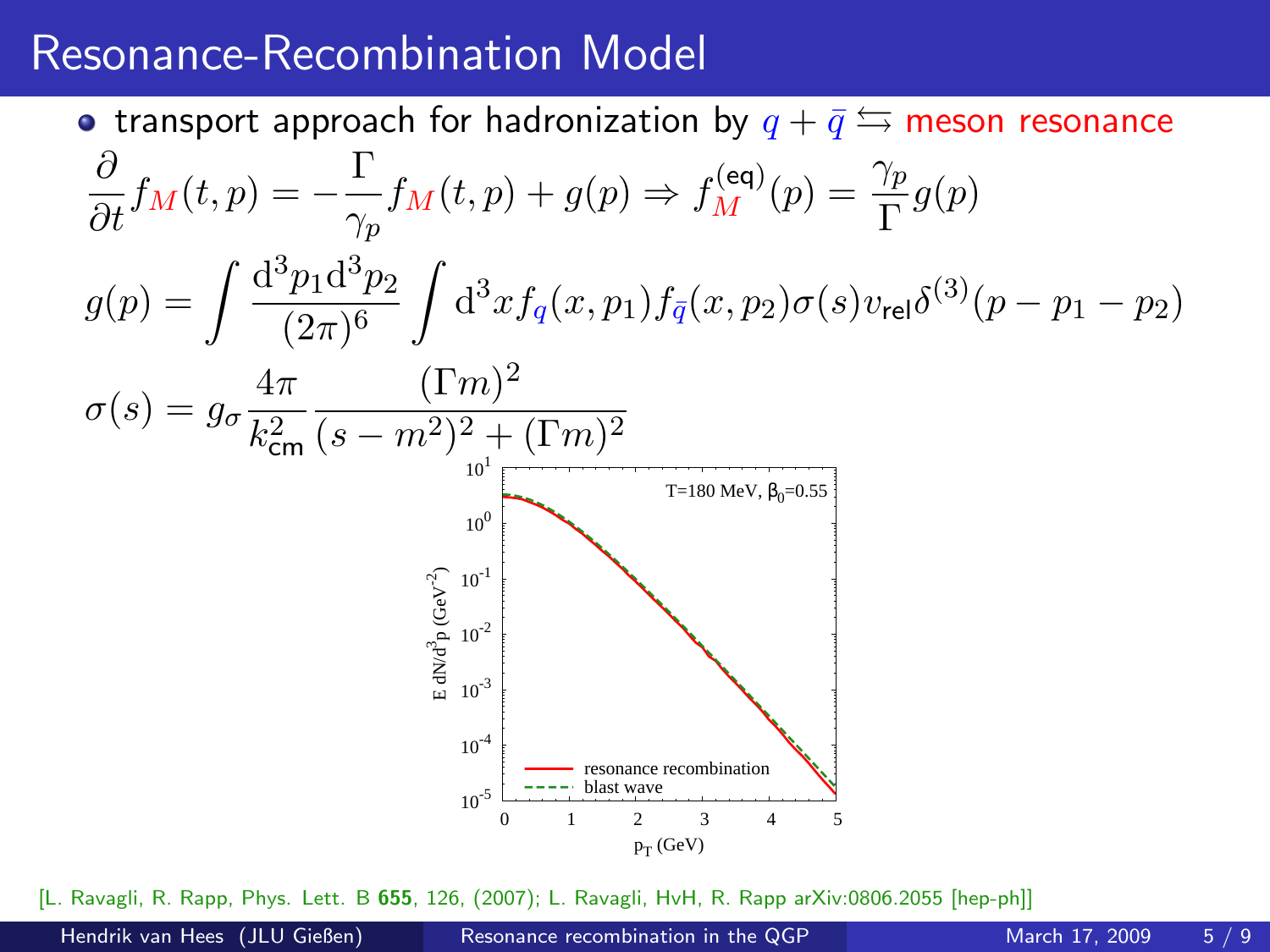# Resonance-Recombination Model

- transport approach for hadronization by $q + \bar{q} \leftrightarrows$ meson resonance

$$\frac{\partial}{\partial t} f_M(t,p) = -\frac{\Gamma}{\gamma_p} f_M(t,p) + g(p) \Rightarrow f_M^{(\text{eq})}(p) = \frac{\gamma_p}{\Gamma} g(p)$$

$$g(p) = \int \frac{\mathrm{d}^3 p_1 \mathrm{d}^3 p_2}{(2\pi)^6} \int \mathrm{d}^3 x f_q(x,p_1) f_{\bar{q}}(x,p_2) \sigma(s) v_{\text{rel}} \delta^{(3)}(p - p_1 - p_2)$$

$$\sigma(s) = g_\sigma \frac{4\pi}{k_{\text{cm}}^2} \frac{(\Gamma m)^2}{(s-m^2)^2 + (\Gamma m)^2}$$

[L. Ravagli, R. Rapp, Phys. Lett. B **655**, 126, (2007); L. Ravagli, HvH, R. Rapp arXiv:0806.2055 [hep-ph]]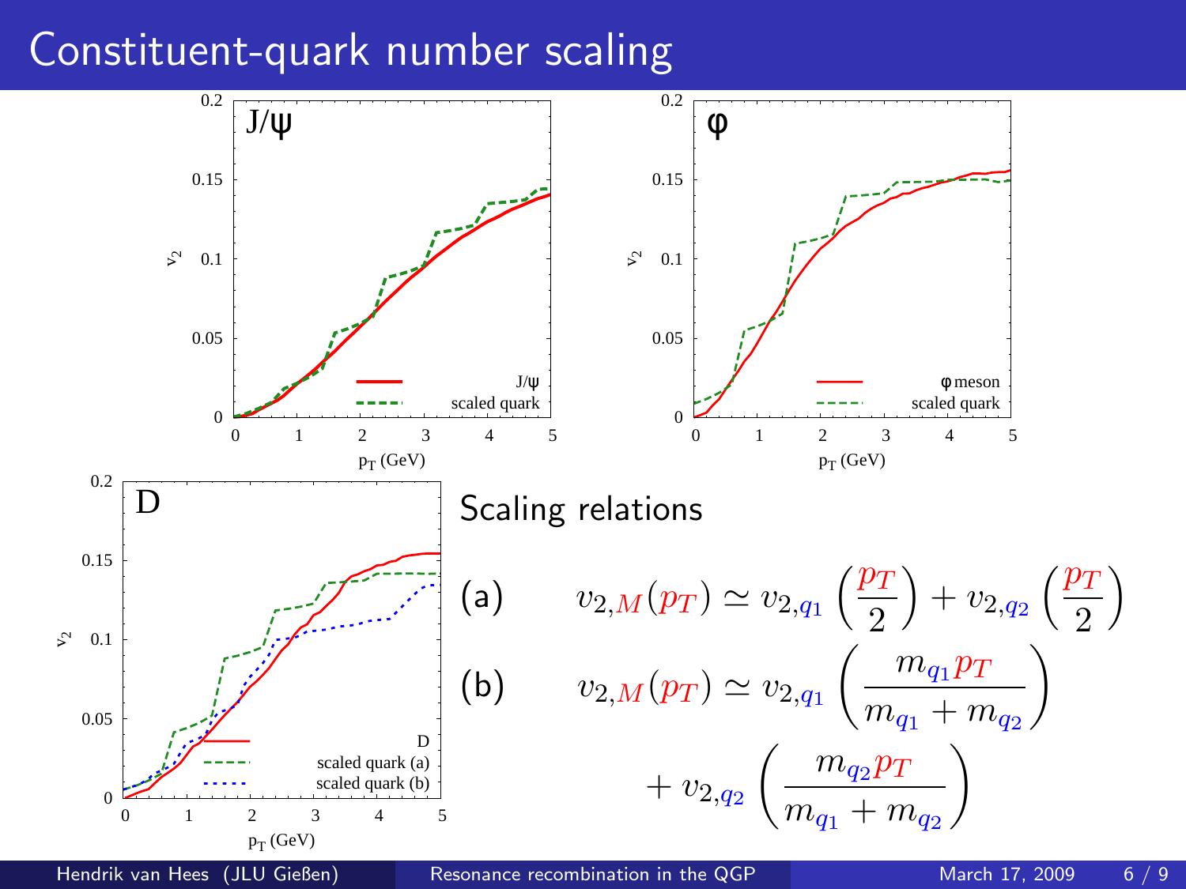# Constituent-quark number scaling

## Scaling relations

(a) $$v_{2,M}(p_T) \simeq v_{2,q_1}\left(\frac{p_T}{2}\right) + v_{2,q_2}\left(\frac{p_T}{2}\right)$$

(b) $$v_{2,M}(p_T) \simeq v_{2,q_1}\left(\frac{m_{q_1} p_T}{m_{q_1}+m_{q_2}}\right) + v_{2,q_2}\left(\frac{m_{q_2} p_T}{m_{q_1}+m_{q_2}}\right)$$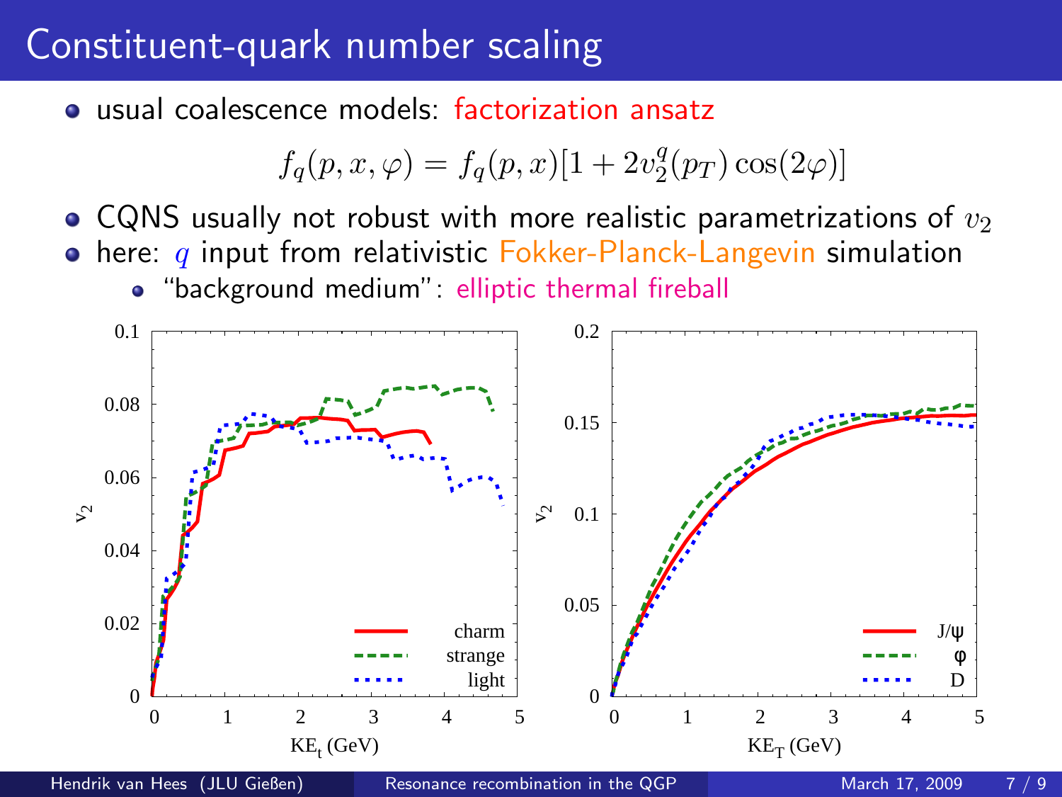# Constituent-quark number scaling

- usual coalescence models: factorization ansatz

$$f_q(p,x,\varphi) = f_q(p,x)[1 + 2v_2^q(p_T)\cos(2\varphi)]$$

- CQNS usually not robust with more realistic parametrizations of $v_2$
- here: $q$ input from relativistic Fokker-Planck-Langevin simulation
  - "background medium": elliptic thermal fireball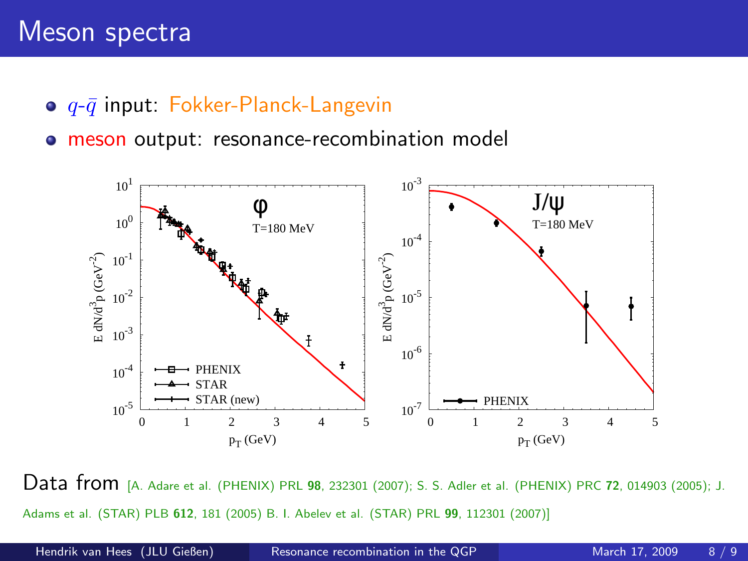# Meson spectra

- $q$-$\bar{q}$ input: Fokker-Planck-Langevin
- meson output: resonance-recombination model

Data from [A. Adare et al. (PHENIX) PRL **98**, 232301 (2007); S. S. Adler et al. (PHENIX) PRC **72**, 014903 (2005); J. Adams et al. (STAR) PLB **612**, 181 (2005) B. I. Abelev et al. (STAR) PRL **99**, 112301 (2007)]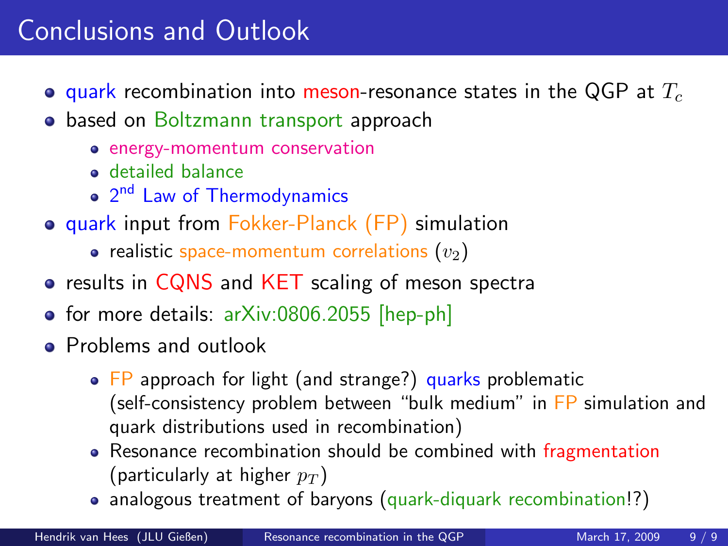# Conclusions and Outlook

- quark recombination into meson-resonance states in the QGP at $T_c$
- based on Boltzmann transport approach
  - energy-momentum conservation
  - detailed balance
  - $2^{\text{nd}}$ Law of Thermodynamics
- quark input from Fokker-Planck (FP) simulation
  - realistic space-momentum correlations ($v_2$)
- results in CQNS and KET scaling of meson spectra
- for more details: arXiv:0806.2055 [hep-ph]
- Problems and outlook
  - FP approach for light (and strange?) quarks problematic (self-consistency problem between "bulk medium" in FP simulation and quark distributions used in recombination)
  - Resonance recombination should be combined with fragmentation (particularly at higher $p_T$)
  - analogous treatment of baryons (quark-diquark recombination!?)